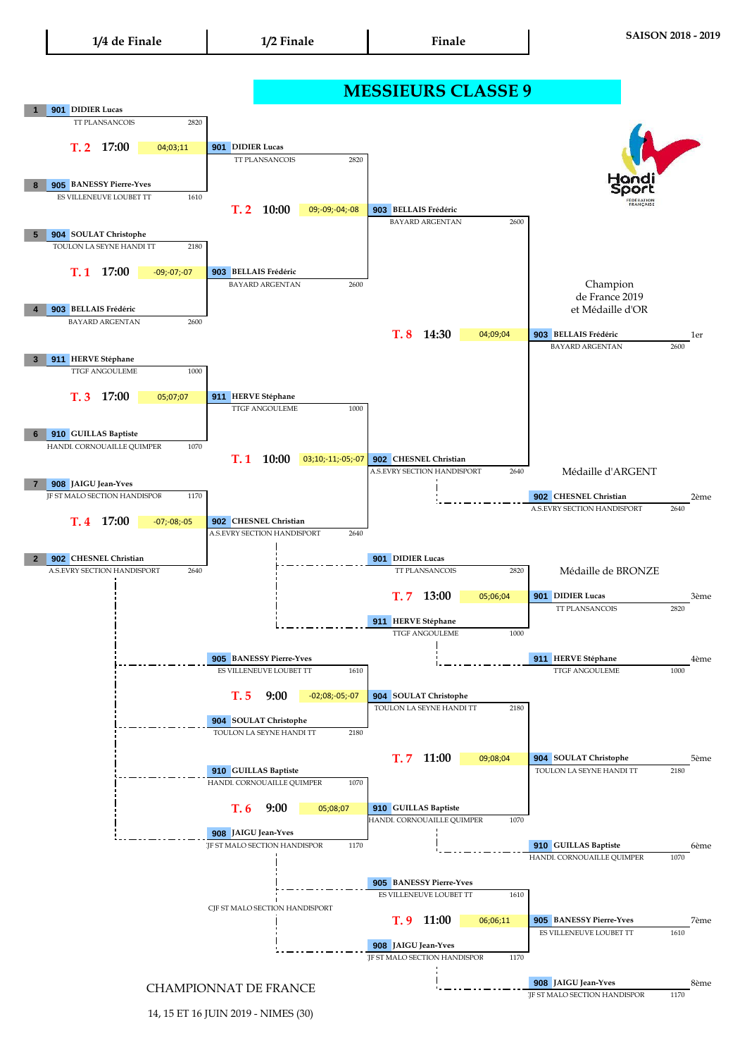# MESSIEURS CLASSE 9

SAISON 2018 - 2019

| 1/4 de Finale | 1/2 Finale | Finale |
|---|---|---|

## 1/4 de Finale

| Match | Heure | Scores | Joueur 1 | Joueur 2 | Vainqueur |
|---|---|---|---|---|---|
| T. 2 | 17:00 | 04;03;11 | 1 - 901 DIDIER Lucas (TT PLANSANCOIS, 2820) | 8 - 905 BANESSY Pierre-Yves (ES VILLENEUVE LOUBET TT, 1610) | 901 DIDIER Lucas (TT PLANSANCOIS, 2820) |
| T. 1 | 17:00 | -09;-07;-07 | 5 - 904 SOULAT Christophe (TOULON LA SEYNE HANDI TT, 2180) | 4 - 903 BELLAIS Frédéric (BAYARD ARGENTAN, 2600) | 903 BELLAIS Frédéric (BAYARD ARGENTAN, 2600) |
| T. 3 | 17:00 | 05;07;07 | 3 - 911 HERVE Stéphane (TTGF ANGOULEME, 1000) | 6 - 910 GUILLAS Baptiste (HANDI. CORNOUAILLE QUIMPER, 1070) | 911 HERVE Stéphane (TTGF ANGOULEME, 1000) |
| T. 4 | 17:00 | -07;-08;-05 | 7 - 908 JAIGU Jean-Yves (JF ST MALO SECTION HANDISPOR, 1170) | 2 - 902 CHESNEL Christian (A.S.EVRY SECTION HANDISPORT, 2640) | 902 CHESNEL Christian (A.S.EVRY SECTION HANDISPORT, 2640) |

## 1/2 Finale

| Match | Heure | Scores | Joueur 1 | Joueur 2 | Vainqueur |
|---|---|---|---|---|---|
| T. 2 | 10:00 | 09;-09;-04;-08 | 901 DIDIER Lucas | 903 BELLAIS Frédéric | 903 BELLAIS Frédéric (BAYARD ARGENTAN, 2600) |
| T. 1 | 10:00 | 03;10;-11;-05;-07 | 911 HERVE Stéphane | 902 CHESNEL Christian | 902 CHESNEL Christian (A.S.EVRY SECTION HANDISPORT, 2640) |

## Finale

| Match | Heure | Scores | Joueur 1 | Joueur 2 | Vainqueur |
|---|---|---|---|---|---|
| T. 8 | 14:30 | 04;09;04 | 903 BELLAIS Frédéric | 902 CHESNEL Christian | 903 BELLAIS Frédéric (BAYARD ARGENTAN, 2600) |

## Places 3 à 8

| Match | Heure | Scores | Joueur 1 | Joueur 2 |
|---|---|---|---|---|
| T. 7 | 13:00 | 05;06;04 | 901 DIDIER Lucas (TT PLANSANCOIS, 2820) | 911 HERVE Stéphane (TTGF ANGOULEME, 1000) |
| T. 5 | 9:00 | -02;08;-05;-07 | 905 BANESSY Pierre-Yves (ES VILLENEUVE LOUBET TT, 1610) | 904 SOULAT Christophe (TOULON LA SEYNE HANDI TT, 2180) |
| T. 6 | 9:00 | 05;08;07 | 910 GUILLAS Baptiste (HANDI. CORNOUAILLE QUIMPER, 1070) | 908 JAIGU Jean-Yves (JF ST MALO SECTION HANDISPOR, 1170) |
| T. 7 | 11:00 | 09;08;04 | 904 SOULAT Christophe (TOULON LA SEYNE HANDI TT, 2180) | 910 GUILLAS Baptiste (HANDI. CORNOUAILLE QUIMPER, 1070) |
| T. 9 | 11:00 | 06;06;11 | 905 BANESSY Pierre-Yves (ES VILLENEUVE LOUBET TT, 1610) | 908 JAIGU Jean-Yves (JF ST MALO SECTION HANDISPOR, 1170) |

CJF ST MALO SECTION HANDISPORT

## Classement final

Champion de France 2019 et Médaille d'OR

Médaille d'ARGENT

Médaille de BRONZE

| Place | N° | Joueur | Club | Points |
|---|---|---|---|---|
| 1er | 903 | BELLAIS Frédéric | BAYARD ARGENTAN | 2600 |
| 2ème | 902 | CHESNEL Christian | A.S.EVRY SECTION HANDISPORT | 2640 |
| 3ème | 901 | DIDIER Lucas | TT PLANSANCOIS | 2820 |
| 4ème | 911 | HERVE Stéphane | TTGF ANGOULEME | 1000 |
| 5ème | 904 | SOULAT Christophe | TOULON LA SEYNE HANDI TT | 2180 |
| 6ème | 910 | GUILLAS Baptiste | HANDI. CORNOUAILLE QUIMPER | 1070 |
| 7ème | 905 | BANESSY Pierre-Yves | ES VILLENEUVE LOUBET TT | 1610 |
| 8ème | 908 | JAIGU Jean-Yves | JF ST MALO SECTION HANDISPOR | 1170 |

CHAMPIONNAT DE FRANCE

14, 15 ET 16 JUIN 2019 - NIMES (30)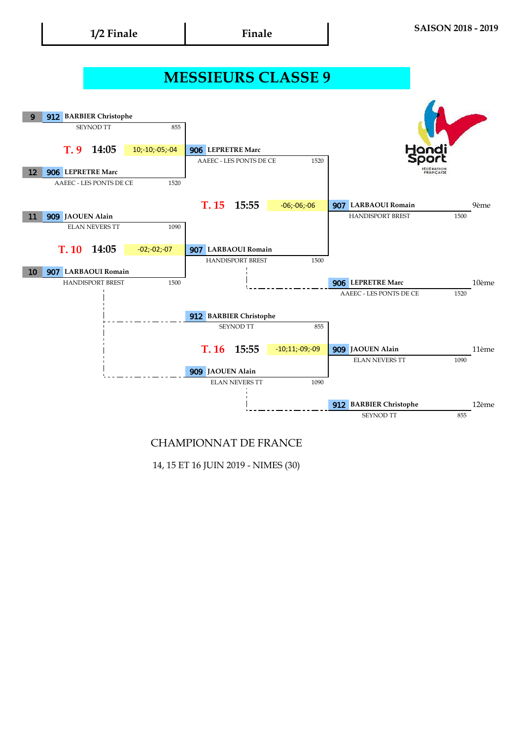| 1/2 Finale | Finale |
|---|---|

SAISON 2018 - 2019

# MESSIEURS CLASSE 9

9 **912 BARBIER Christophe**
SEYNOD TT 855

**T. 9 14:05** 10;-10;-05;-04

12 **906 LEPRETRE Marc**
AAEEC - LES PONTS DE CE 1520

**906 LEPRETRE Marc**
AAEEC - LES PONTS DE CE 1520

**T. 15 15:55** -06;-06;-06

**907 LARBAOUI Romain** 9ème
HANDISPORT BREST 1500

11 **909 JAOUEN Alain**
ELAN NEVERS TT 1090

**T. 10 14:05** -02;-02;-07

10 **907 LARBAOUI Romain**
HANDISPORT BREST 1500

**907 LARBAOUI Romain**
HANDISPORT BREST 1500

**906 LEPRETRE Marc** 10ème
AAEEC - LES PONTS DE CE 1520

**912 BARBIER Christophe**
SEYNOD TT 855

**T. 16 15:55** -10;11;-09;-09

**909 JAOUEN Alain** 11ème
ELAN NEVERS TT 1090

**909 JAOUEN Alain**
ELAN NEVERS TT 1090

**912 BARBIER Christophe** 12ème
SEYNOD TT 855

CHAMPIONNAT DE FRANCE

14, 15 ET 16 JUIN 2019 - NIMES (30)